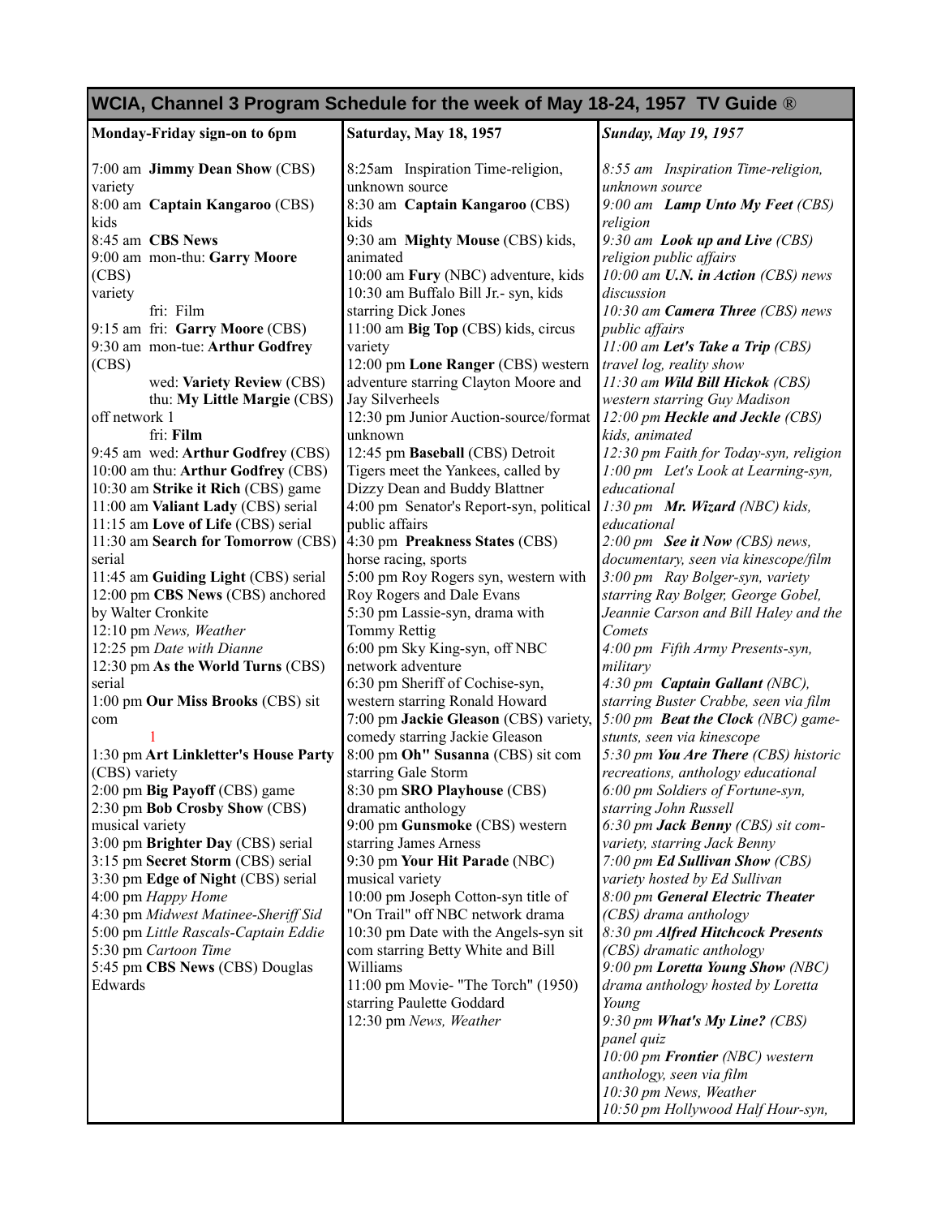## WCIA, Channel 3 Program Schedule for the week of May 18-24, 1957 TV Guide ®

**Monday-Friday sign-on to 6pm**

7:00 am **Jimmy Dean Show** (CBS) variety
8:00 am **Captain Kangaroo** (CBS) kids
8:45 am **CBS News**
9:00 am mon-thu: **Garry Moore** (CBS) variety
fri: Film
9:15 am fri: **Garry Moore** (CBS)
9:30 am mon-tue: **Arthur Godfrey** (CBS)
wed: **Variety Review** (CBS)
thu: **My Little Margie** (CBS) off network 1
fri: **Film**
9:45 am wed: **Arthur Godfrey** (CBS)
10:00 am thu: **Arthur Godfrey** (CBS)
10:30 am **Strike it Rich** (CBS) game
11:00 am **Valiant Lady** (CBS) serial
11:15 am **Love of Life** (CBS) serial
11:30 am **Search for Tomorrow** (CBS) serial
11:45 am **Guiding Light** (CBS) serial
12:00 pm **CBS News** (CBS) anchored by Walter Cronkite
12:10 pm *News, Weather*
12:25 pm *Date with Dianne*
12:30 pm **As the World Turns** (CBS) serial
1:00 pm **Our Miss Brooks** (CBS) sit com
1
1:30 pm **Art Linkletter's House Party** (CBS) variety
2:00 pm **Big Payoff** (CBS) game
2:30 pm **Bob Crosby Show** (CBS) musical variety
3:00 pm **Brighter Day** (CBS) serial
3:15 pm **Secret Storm** (CBS) serial
3:30 pm **Edge of Night** (CBS) serial
4:00 pm *Happy Home*
4:30 pm *Midwest Matinee-Sheriff Sid*
5:00 pm *Little Rascals-Captain Eddie*
5:30 pm *Cartoon Time*
5:45 pm **CBS News** (CBS) Douglas Edwards

**Saturday, May 18, 1957**

8:25am Inspiration Time-religion, unknown source
8:30 am **Captain Kangaroo** (CBS) kids
9:30 am **Mighty Mouse** (CBS) kids, animated
10:00 am **Fury** (NBC) adventure, kids
10:30 am Buffalo Bill Jr.- syn, kids starring Dick Jones
11:00 am **Big Top** (CBS) kids, circus variety
12:00 pm **Lone Ranger** (CBS) western adventure starring Clayton Moore and Jay Silverheels
12:30 pm Junior Auction-source/format unknown
12:45 pm **Baseball** (CBS) Detroit Tigers meet the Yankees, called by Dizzy Dean and Buddy Blattner
4:00 pm Senator's Report-syn, political public affairs
4:30 pm **Preakness States** (CBS) horse racing, sports
5:00 pm Roy Rogers syn, western with Roy Rogers and Dale Evans
5:30 pm Lassie-syn, drama with Tommy Rettig
6:00 pm Sky King-syn, off NBC network adventure
6:30 pm Sheriff of Cochise-syn, western starring Ronald Howard
7:00 pm **Jackie Gleason** (CBS) variety, comedy starring Jackie Gleason
8:00 pm **Oh" Susanna** (CBS) sit com starring Gale Storm
8:30 pm **SRO Playhouse** (CBS) dramatic anthology
9:00 pm **Gunsmoke** (CBS) western starring James Arness
9:30 pm **Your Hit Parade** (NBC) musical variety
10:00 pm Joseph Cotton-syn title of "On Trail" off NBC network drama
10:30 pm Date with the Angels-syn sit com starring Betty White and Bill Williams
11:00 pm Movie- "The Torch" (1950) starring Paulette Goddard
12:30 pm *News, Weather*

***Sunday, May 19, 1957***

*8:55 am Inspiration Time-religion, unknown source*
*9:00 am* ***Lamp Unto My Feet*** *(CBS) religion*
*9:30 am* ***Look up and Live*** *(CBS) religion public affairs*
*10:00 am* ***U.N. in Action*** *(CBS) news discussion*
*10:30 am* ***Camera Three*** *(CBS) news public affairs*
*11:00 am* ***Let's Take a Trip*** *(CBS) travel log, reality show*
*11:30 am* ***Wild Bill Hickok*** *(CBS) western starring Guy Madison*
*12:00 pm* ***Heckle and Jeckle*** *(CBS) kids, animated*
*12:30 pm Faith for Today-syn, religion*
*1:00 pm Let's Look at Learning-syn, educational*
*1:30 pm* ***Mr. Wizard*** *(NBC) kids, educational*
*2:00 pm* ***See it Now*** *(CBS) news, documentary, seen via kinescope/film*
*3:00 pm Ray Bolger-syn, variety starring Ray Bolger, George Gobel, Jeannie Carson and Bill Haley and the Comets*
*4:00 pm Fifth Army Presents-syn, military*
*4:30 pm* ***Captain Gallant*** *(NBC), starring Buster Crabbe, seen via film*
*5:00 pm* ***Beat the Clock*** *(NBC) game-stunts, seen via kinescope*
*5:30 pm* ***You Are There*** *(CBS) historic recreations, anthology educational*
*6:00 pm Soldiers of Fortune-syn, starring John Russell*
*6:30 pm* ***Jack Benny*** *(CBS) sit com-variety, starring Jack Benny*
*7:00 pm* ***Ed Sullivan Show*** *(CBS) variety hosted by Ed Sullivan*
*8:00 pm* ***General Electric Theater*** *(CBS) drama anthology*
*8:30 pm* ***Alfred Hitchcock Presents*** *(CBS) dramatic anthology*
*9:00 pm* ***Loretta Young Show*** *(NBC) drama anthology hosted by Loretta Young*
*9:30 pm* ***What's My Line?*** *(CBS) panel quiz*
*10:00 pm* ***Frontier*** *(NBC) western anthology, seen via film*
*10:30 pm News, Weather*
*10:50 pm Hollywood Half Hour-syn,*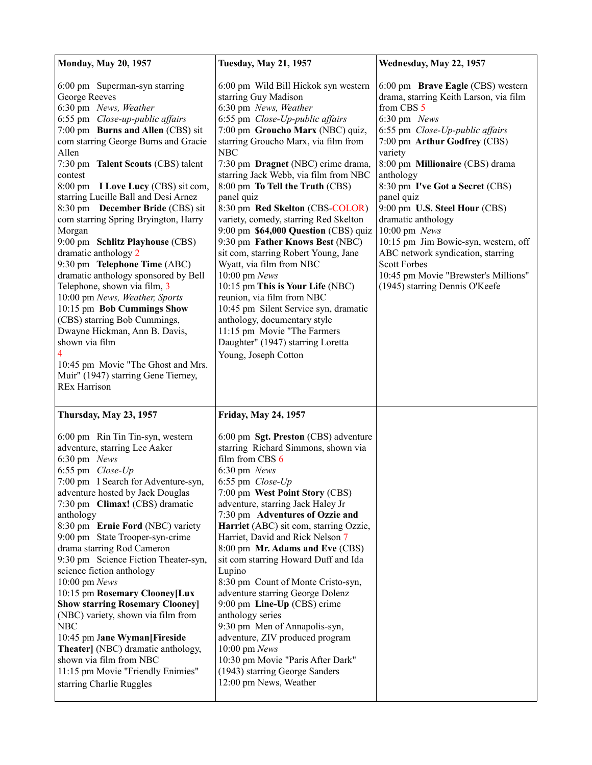| **Monday, May 20, 1957** | **Tuesday, May 21, 1957** | **Wednesday, May 22, 1957** |
|---|---|---|
| 6:00 pm Superman-syn starring George Reeves<br>6:30 pm *News, Weather*<br>6:55 pm *Close-up-public affairs*<br>7:00 pm **Burns and Allen** (CBS) sit com starring George Burns and Gracie Allen<br>7:30 pm **Talent Scouts** (CBS) talent contest<br>8:00 pm **I Love Lucy** (CBS) sit com, starring Lucille Ball and Desi Arnez<br>8:30 pm **December Bride** (CBS) sit com starring Spring Bryington, Harry Morgan<br>9:00 pm **Schlitz Playhouse** (CBS) dramatic anthology 2<br>9:30 pm **Telephone Time** (ABC) dramatic anthology sponsored by Bell Telephone, shown via film, 3<br>10:00 pm *News, Weather, Sports*<br>10:15 pm **Bob Cummings Show** (CBS) starring Bob Cummings, Dwayne Hickman, Ann B. Davis, shown via film 4<br>10:45 pm Movie "The Ghost and Mrs. Muir" (1947) starring Gene Tierney, REx Harrison | 6:00 pm Wild Bill Hickok syn western starring Guy Madison<br>6:30 pm *News, Weather*<br>6:55 pm *Close-Up-public affairs*<br>7:00 pm **Groucho Marx** (NBC) quiz, starring Groucho Marx, via film from NBC<br>7:30 pm **Dragnet** (NBC) crime drama, starring Jack Webb, via film from NBC<br>8:00 pm **To Tell the Truth** (CBS) panel quiz<br>8:30 pm **Red Skelton** (CBS-COLOR) variety, comedy, starring Red Skelton<br>9:00 pm **$64,000 Question** (CBS) quiz<br>9:30 pm **Father Knows Best** (NBC) sit com, starring Robert Young, Jane Wyatt, via film from NBC<br>10:00 pm *News*<br>10:15 pm **This is Your Life** (NBC) reunion, via film from NBC<br>10:45 pm Silent Service syn, dramatic anthology, documentary style<br>11:15 pm Movie "The Farmers Daughter" (1947) starring Loretta Young, Joseph Cotton | 6:00 pm **Brave Eagle** (CBS) western drama, starring Keith Larson, via film from CBS 5<br>6:30 pm *News*<br>6:55 pm *Close-Up-public affairs*<br>7:00 pm **Arthur Godfrey** (CBS) variety<br>8:00 pm **Millionaire** (CBS) drama anthology<br>8:30 pm **I've Got a Secret** (CBS) panel quiz<br>9:00 pm **U.S. Steel Hour** (CBS) dramatic anthology<br>10:00 pm *News*<br>10:15 pm Jim Bowie-syn, western, off ABC network syndication, starring Scott Forbes<br>10:45 pm Movie "Brewster's Millions" (1945) starring Dennis O'Keefe |
| **Thursday, May 23, 1957** | **Friday, May 24, 1957** | |
| 6:00 pm Rin Tin Tin-syn, western adventure, starring Lee Aaker<br>6:30 pm *News*<br>6:55 pm *Close-Up*<br>7:00 pm I Search for Adventure-syn, adventure hosted by Jack Douglas<br>7:30 pm **Climax!** (CBS) dramatic anthology<br>8:30 pm **Ernie Ford** (NBC) variety<br>9:00 pm State Trooper-syn-crime drama starring Rod Cameron<br>9:30 pm Science Fiction Theater-syn, science fiction anthology<br>10:00 pm *News*<br>10:15 pm **Rosemary Clooney[Lux Show starring Rosemary Clooney]** (NBC) variety, shown via film from NBC<br>10:45 pm J**ane Wyman[Fireside Theater]** (NBC) dramatic anthology, shown via film from NBC<br>11:15 pm Movie "Friendly Enimies" starring Charlie Ruggles | 6:00 pm **Sgt. Preston** (CBS) adventure starring Richard Simmons, shown via film from CBS 6<br>6:30 pm *News*<br>6:55 pm *Close-Up*<br>7:00 pm **West Point Story** (CBS) adventure, starring Jack Haley Jr<br>7:30 pm **Adventures of Ozzie and Harriet** (ABC) sit com, starring Ozzie, Harriet, David and Rick Nelson 7<br>8:00 pm **Mr. Adams and Eve** (CBS) sit com starring Howard Duff and Ida Lupino<br>8:30 pm Count of Monte Cristo-syn, adventure starring George Dolenz<br>9:00 pm **Line-Up** (CBS) crime anthology series<br>9:30 pm Men of Annapolis-syn, adventure, ZIV produced program<br>10:00 pm *News*<br>10:30 pm Movie "Paris After Dark" (1943) starring George Sanders<br>12:00 pm News, Weather | |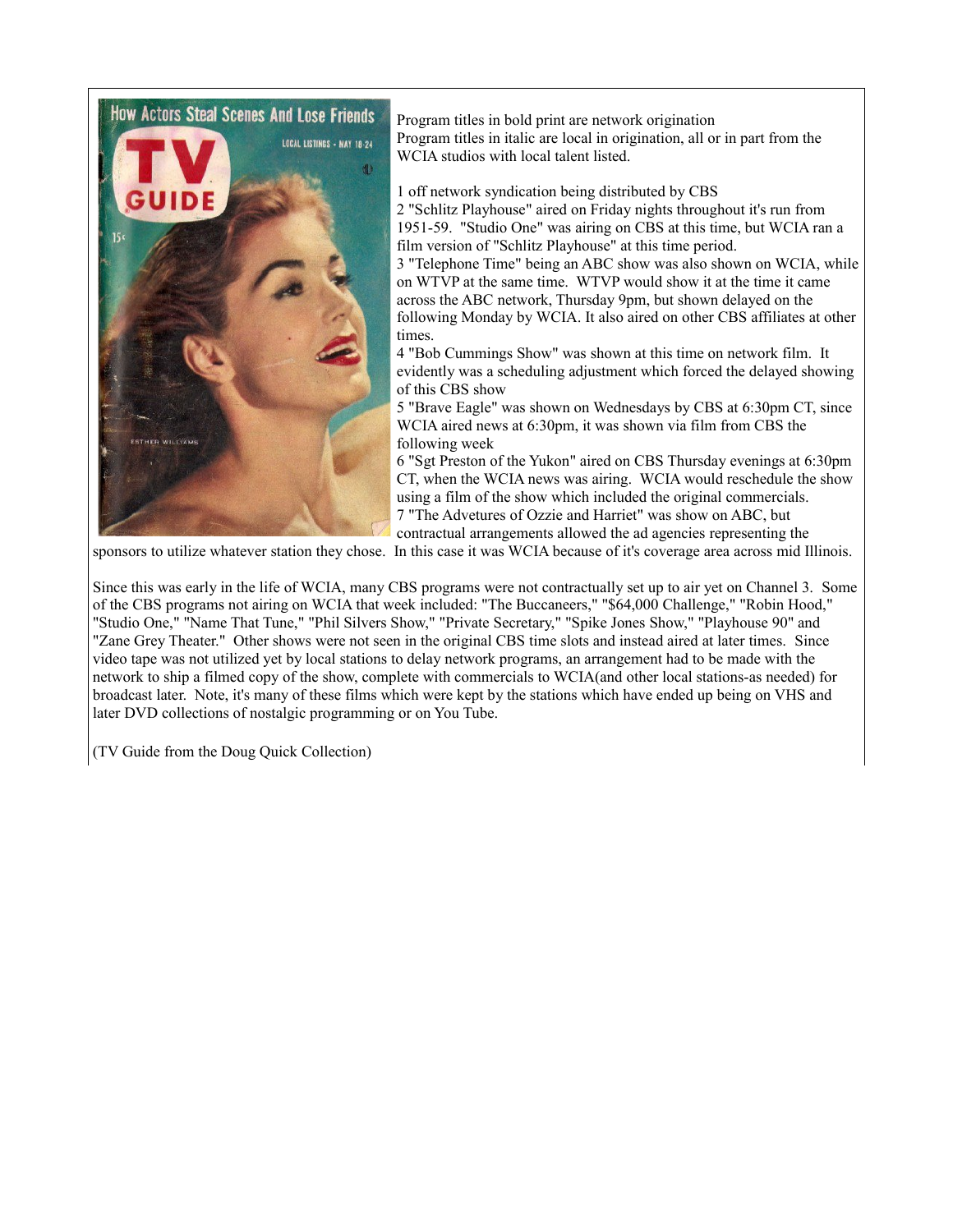Program titles in bold print are network origination
Program titles in italic are local in origination, all or in part from the WCIA studios with local talent listed.

1 off network syndication being distributed by CBS
2 "Schlitz Playhouse" aired on Friday nights throughout it's run from 1951-59. "Studio One" was airing on CBS at this time, but WCIA ran a film version of "Schlitz Playhouse" at this time period.
3 "Telephone Time" being an ABC show was also shown on WCIA, while on WTVP at the same time. WTVP would show it at the time it came across the ABC network, Thursday 9pm, but shown delayed on the following Monday by WCIA. It also aired on other CBS affiliates at other times.
4 "Bob Cummings Show" was shown at this time on network film. It evidently was a scheduling adjustment which forced the delayed showing of this CBS show
5 "Brave Eagle" was shown on Wednesdays by CBS at 6:30pm CT, since WCIA aired news at 6:30pm, it was shown via film from CBS the following week
6 "Sgt Preston of the Yukon" aired on CBS Thursday evenings at 6:30pm CT, when the WCIA news was airing. WCIA would reschedule the show using a film of the show which included the original commercials.
7 "The Advetures of Ozzie and Harriet" was show on ABC, but contractual arrangements allowed the ad agencies representing the sponsors to utilize whatever station they chose. In this case it was WCIA because of it's coverage area across mid Illinois.

Since this was early in the life of WCIA, many CBS programs were not contractually set up to air yet on Channel 3. Some of the CBS programs not airing on WCIA that week included: "The Buccaneers," "$64,000 Challenge," "Robin Hood," "Studio One," "Name That Tune," "Phil Silvers Show," "Private Secretary," "Spike Jones Show," "Playhouse 90" and "Zane Grey Theater." Other shows were not seen in the original CBS time slots and instead aired at later times. Since video tape was not utilized yet by local stations to delay network programs, an arrangement had to be made with the network to ship a filmed copy of the show, complete with commercials to WCIA(and other local stations-as needed) for broadcast later. Note, it's many of these films which were kept by the stations which have ended up being on VHS and later DVD collections of nostalgic programming or on You Tube.

(TV Guide from the Doug Quick Collection)